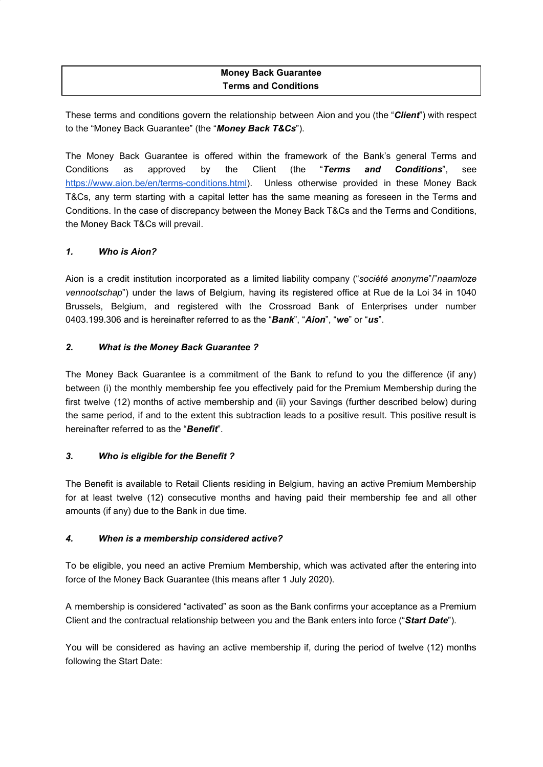# Money Back Guarantee
# Terms and Conditions

These terms and conditions govern the relationship between Aion and you (the "***Client***") with respect to the "Money Back Guarantee" (the "***Money Back T&Cs***").

The Money Back Guarantee is offered within the framework of the Bank's general Terms and Conditions as approved by the Client (the "***Terms and Conditions***", see [https://www.aion.be/en/terms-conditions.html](https://www.aion.be/en/terms-conditions.html)). Unless otherwise provided in these Money Back T&Cs, any term starting with a capital letter has the same meaning as foreseen in the Terms and Conditions. In the case of discrepancy between the Money Back T&Cs and the Terms and Conditions, the Money Back T&Cs will prevail.

### *1. Who is Aion?*

Aion is a credit institution incorporated as a limited liability company ("*société anonyme*"/"*naamloze vennootschap*") under the laws of Belgium, having its registered office at Rue de la Loi 34 in 1040 Brussels, Belgium, and registered with the Crossroad Bank of Enterprises under number 0403.199.306 and is hereinafter referred to as the "***Bank***", "***Aion***", "***we***" or "***us***".

### *2. What is the Money Back Guarantee ?*

The Money Back Guarantee is a commitment of the Bank to refund to you the difference (if any) between (i) the monthly membership fee you effectively paid for the Premium Membership during the first twelve (12) months of active membership and (ii) your Savings (further described below) during the same period, if and to the extent this subtraction leads to a positive result. This positive result is hereinafter referred to as the "***Benefit***".

### *3. Who is eligible for the Benefit ?*

The Benefit is available to Retail Clients residing in Belgium, having an active Premium Membership for at least twelve (12) consecutive months and having paid their membership fee and all other amounts (if any) due to the Bank in due time.

### *4. When is a membership considered active?*

To be eligible, you need an active Premium Membership, which was activated after the entering into force of the Money Back Guarantee (this means after 1 July 2020).

A membership is considered "activated" as soon as the Bank confirms your acceptance as a Premium Client and the contractual relationship between you and the Bank enters into force ("***Start Date***").

You will be considered as having an active membership if, during the period of twelve (12) months following the Start Date: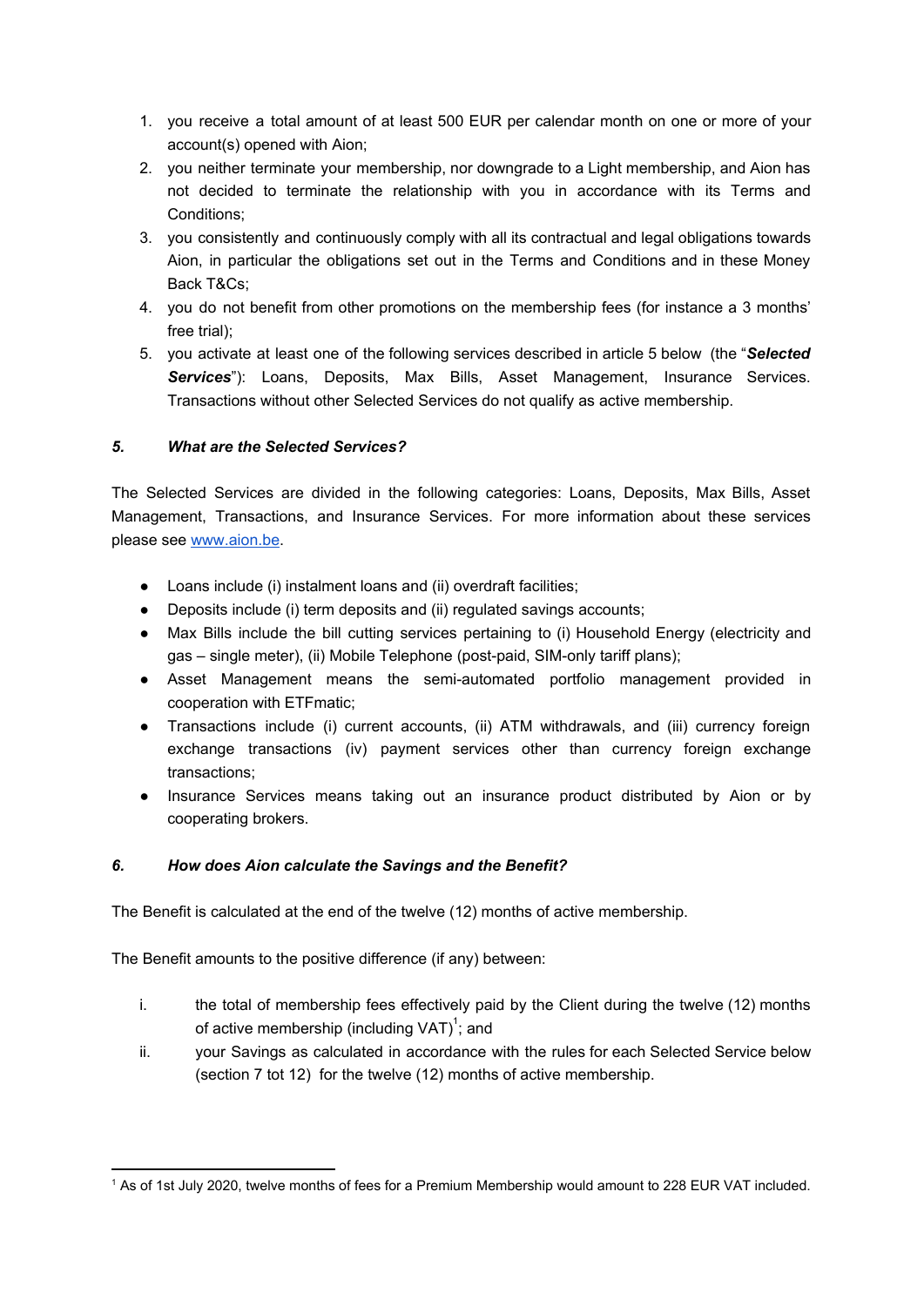1. you receive a total amount of at least 500 EUR per calendar month on one or more of your account(s) opened with Aion;
2. you neither terminate your membership, nor downgrade to a Light membership, and Aion has not decided to terminate the relationship with you in accordance with its Terms and Conditions;
3. you consistently and continuously comply with all its contractual and legal obligations towards Aion, in particular the obligations set out in the Terms and Conditions and in these Money Back T&Cs;
4. you do not benefit from other promotions on the membership fees (for instance a 3 months' free trial);
5. you activate at least one of the following services described in article 5 below (the "***Selected Services***"): Loans, Deposits, Max Bills, Asset Management, Insurance Services. Transactions without other Selected Services do not qualify as active membership.

### *5. What are the Selected Services?*

The Selected Services are divided in the following categories: Loans, Deposits, Max Bills, Asset Management, Transactions, and Insurance Services. For more information about these services please see www.aion.be.

- Loans include (i) instalment loans and (ii) overdraft facilities;
- Deposits include (i) term deposits and (ii) regulated savings accounts;
- Max Bills include the bill cutting services pertaining to (i) Household Energy (electricity and gas – single meter), (ii) Mobile Telephone (post-paid, SIM-only tariff plans);
- Asset Management means the semi-automated portfolio management provided in cooperation with ETFmatic;
- Transactions include (i) current accounts, (ii) ATM withdrawals, and (iii) currency foreign exchange transactions (iv) payment services other than currency foreign exchange transactions;
- Insurance Services means taking out an insurance product distributed by Aion or by cooperating brokers.

### *6. How does Aion calculate the Savings and the Benefit?*

The Benefit is calculated at the end of the twelve (12) months of active membership.

The Benefit amounts to the positive difference (if any) between:

i. the total of membership fees effectively paid by the Client during the twelve (12) months of active membership (including VAT)[1]; and
ii. your Savings as calculated in accordance with the rules for each Selected Service below (section 7 tot 12) for the twelve (12) months of active membership.

---

[1] As of 1st July 2020, twelve months of fees for a Premium Membership would amount to 228 EUR VAT included.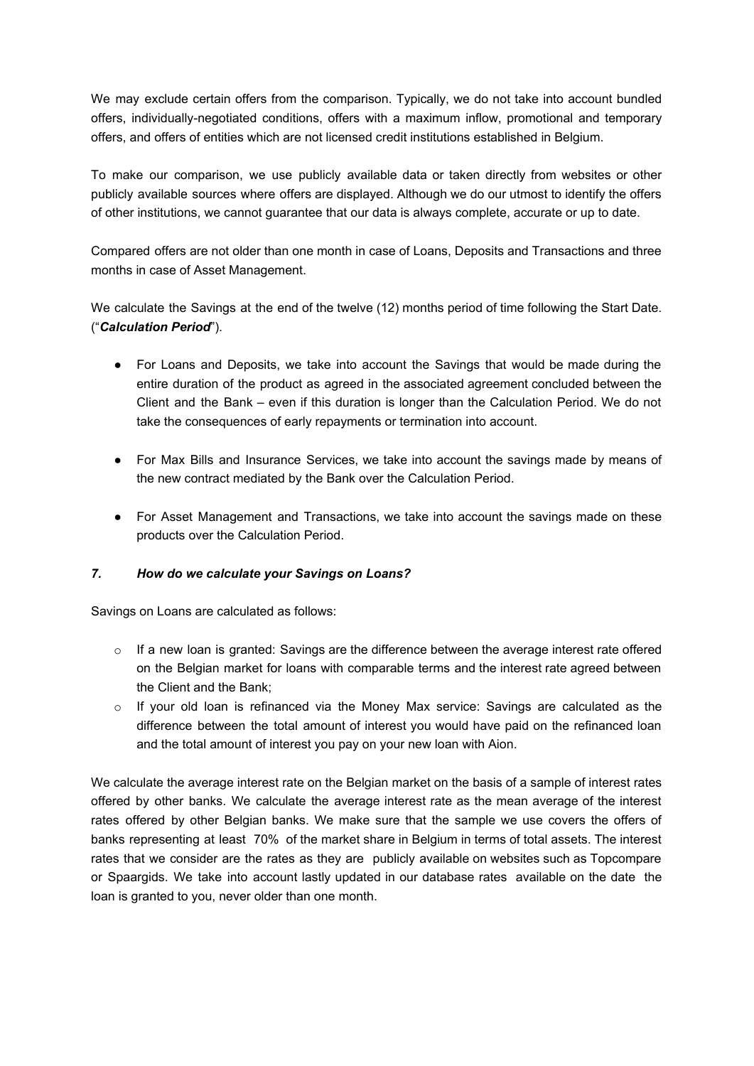We may exclude certain offers from the comparison. Typically, we do not take into account bundled offers, individually-negotiated conditions, offers with a maximum inflow, promotional and temporary offers, and offers of entities which are not licensed credit institutions established in Belgium.

To make our comparison, we use publicly available data or taken directly from websites or other publicly available sources where offers are displayed. Although we do our utmost to identify the offers of other institutions, we cannot guarantee that our data is always complete, accurate or up to date.

Compared offers are not older than one month in case of Loans, Deposits and Transactions and three months in case of Asset Management.

We calculate the Savings at the end of the twelve (12) months period of time following the Start Date. ("***Calculation Period***").

- For Loans and Deposits, we take into account the Savings that would be made during the entire duration of the product as agreed in the associated agreement concluded between the Client and the Bank – even if this duration is longer than the Calculation Period. We do not take the consequences of early repayments or termination into account.
- For Max Bills and Insurance Services, we take into account the savings made by means of the new contract mediated by the Bank over the Calculation Period.
- For Asset Management and Transactions, we take into account the savings made on these products over the Calculation Period.

### *7. How do we calculate your Savings on Loans?*

Savings on Loans are calculated as follows:

- If a new loan is granted: Savings are the difference between the average interest rate offered on the Belgian market for loans with comparable terms and the interest rate agreed between the Client and the Bank;
- If your old loan is refinanced via the Money Max service: Savings are calculated as the difference between the total amount of interest you would have paid on the refinanced loan and the total amount of interest you pay on your new loan with Aion.

We calculate the average interest rate on the Belgian market on the basis of a sample of interest rates offered by other banks. We calculate the average interest rate as the mean average of the interest rates offered by other Belgian banks. We make sure that the sample we use covers the offers of banks representing at least 70% of the market share in Belgium in terms of total assets. The interest rates that we consider are the rates as they are publicly available on websites such as Topcompare or Spaargids. We take into account lastly updated in our database rates available on the date the loan is granted to you, never older than one month.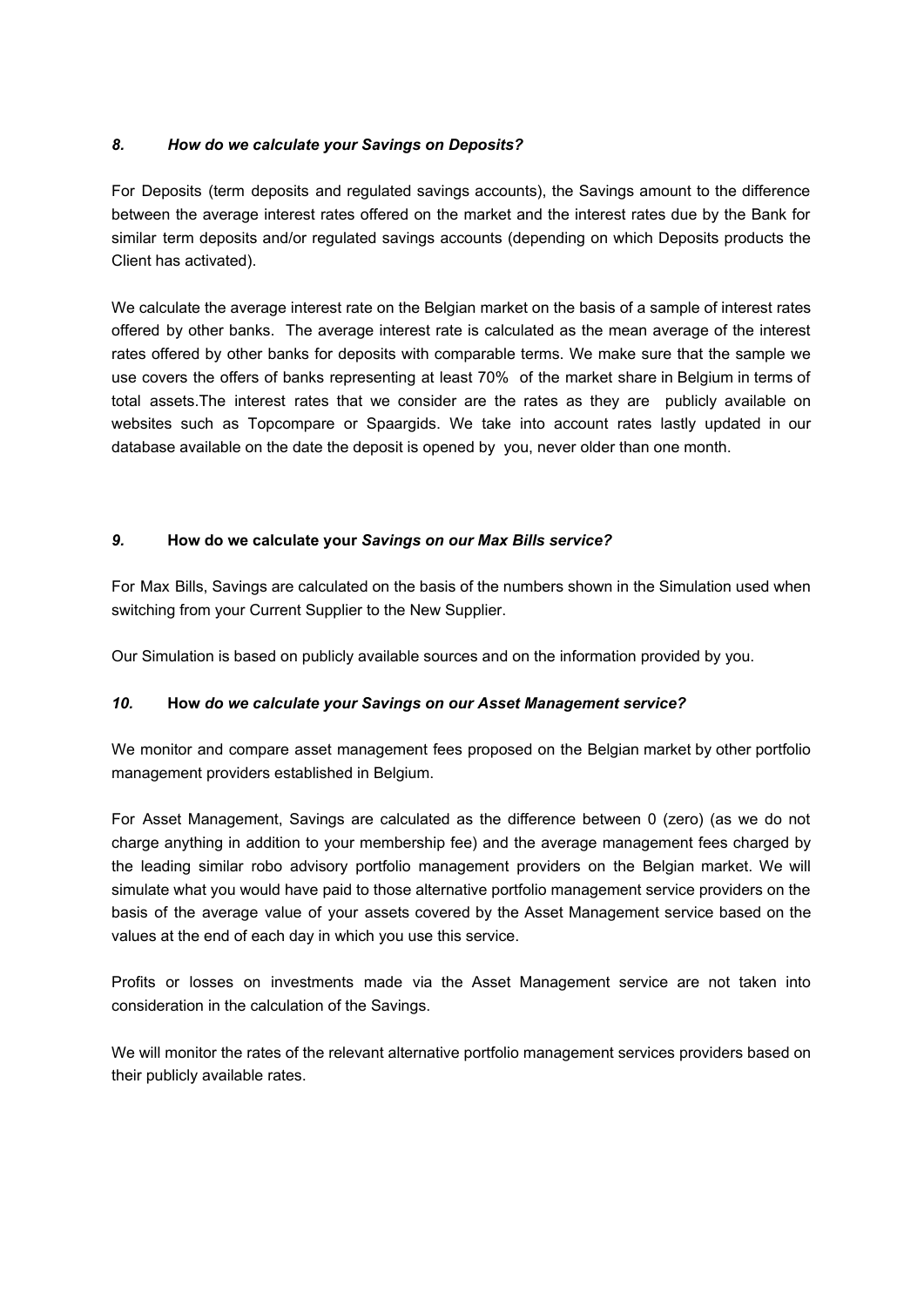### *8. How do we calculate your Savings on Deposits?*

For Deposits (term deposits and regulated savings accounts), the Savings amount to the difference between the average interest rates offered on the market and the interest rates due by the Bank for similar term deposits and/or regulated savings accounts (depending on which Deposits products the Client has activated).

We calculate the average interest rate on the Belgian market on the basis of a sample of interest rates offered by other banks. The average interest rate is calculated as the mean average of the interest rates offered by other banks for deposits with comparable terms. We make sure that the sample we use covers the offers of banks representing at least 70% of the market share in Belgium in terms of total assets.The interest rates that we consider are the rates as they are publicly available on websites such as Topcompare or Spaargids. We take into account rates lastly updated in our database available on the date the deposit is opened by you, never older than one month.

### *9.* **How do we calculate your** ***Savings on our Max Bills service?***

For Max Bills, Savings are calculated on the basis of the numbers shown in the Simulation used when switching from your Current Supplier to the New Supplier.

Our Simulation is based on publicly available sources and on the information provided by you.

### *10.* **How** ***do we calculate your Savings on our Asset Management service?***

We monitor and compare asset management fees proposed on the Belgian market by other portfolio management providers established in Belgium.

For Asset Management, Savings are calculated as the difference between 0 (zero) (as we do not charge anything in addition to your membership fee) and the average management fees charged by the leading similar robo advisory portfolio management providers on the Belgian market. We will simulate what you would have paid to those alternative portfolio management service providers on the basis of the average value of your assets covered by the Asset Management service based on the values at the end of each day in which you use this service.

Profits or losses on investments made via the Asset Management service are not taken into consideration in the calculation of the Savings.

We will monitor the rates of the relevant alternative portfolio management services providers based on their publicly available rates.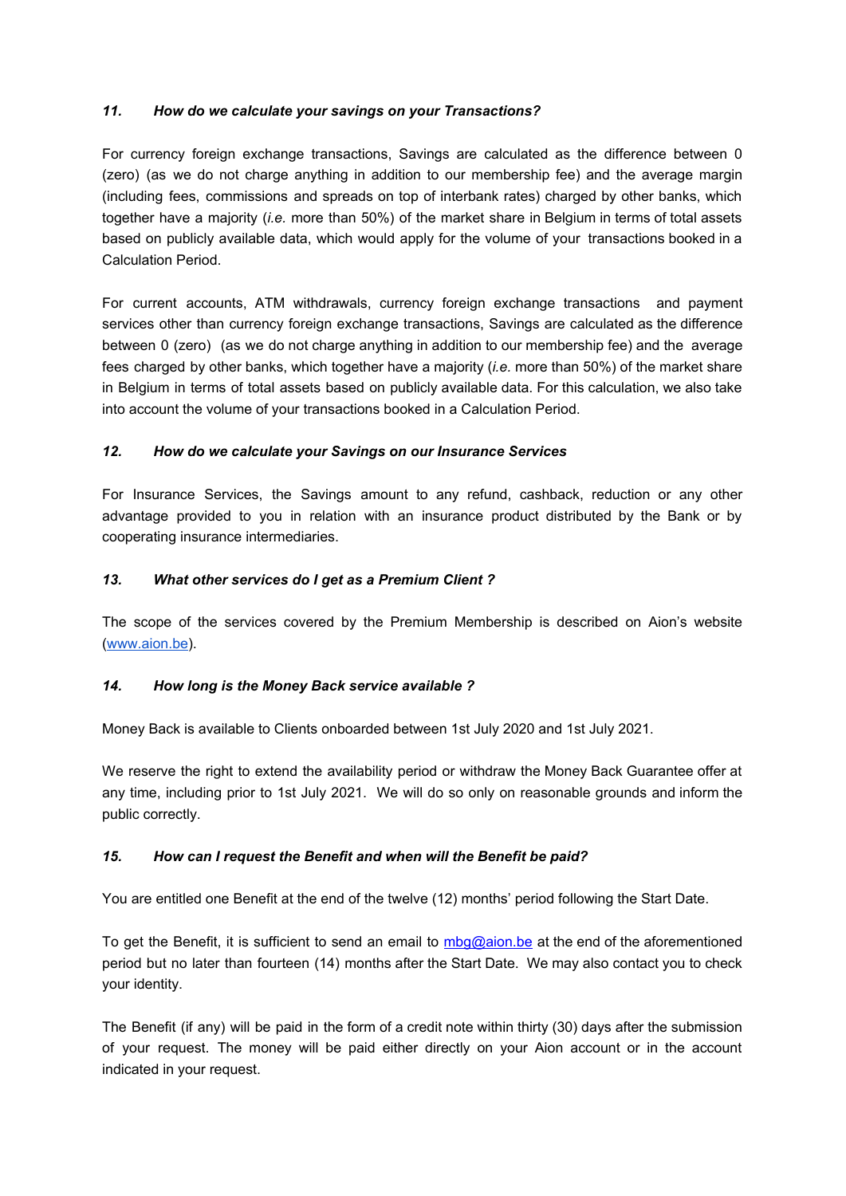### *11. How do we calculate your savings on your Transactions?*

For currency foreign exchange transactions, Savings are calculated as the difference between 0 (zero) (as we do not charge anything in addition to our membership fee) and the average margin (including fees, commissions and spreads on top of interbank rates) charged by other banks, which together have a majority (*i.e.* more than 50%) of the market share in Belgium in terms of total assets based on publicly available data, which would apply for the volume of your transactions booked in a Calculation Period.

For current accounts, ATM withdrawals, currency foreign exchange transactions and payment services other than currency foreign exchange transactions, Savings are calculated as the difference between 0 (zero) (as we do not charge anything in addition to our membership fee) and the average fees charged by other banks, which together have a majority (*i.e.* more than 50%) of the market share in Belgium in terms of total assets based on publicly available data. For this calculation, we also take into account the volume of your transactions booked in a Calculation Period.

### *12. How do we calculate your Savings on our Insurance Services*

For Insurance Services, the Savings amount to any refund, cashback, reduction or any other advantage provided to you in relation with an insurance product distributed by the Bank or by cooperating insurance intermediaries.

### *13. What other services do I get as a Premium Client ?*

The scope of the services covered by the Premium Membership is described on Aion's website ([www.aion.be](www.aion.be)).

### *14. How long is the Money Back service available ?*

Money Back is available to Clients onboarded between 1st July 2020 and 1st July 2021.

We reserve the right to extend the availability period or withdraw the Money Back Guarantee offer at any time, including prior to 1st July 2021. We will do so only on reasonable grounds and inform the public correctly.

### *15. How can I request the Benefit and when will the Benefit be paid?*

You are entitled one Benefit at the end of the twelve (12) months' period following the Start Date.

To get the Benefit, it is sufficient to send an email to [mbg@aion.be](mailto:mbg@aion.be) at the end of the aforementioned period but no later than fourteen (14) months after the Start Date. We may also contact you to check your identity.

The Benefit (if any) will be paid in the form of a credit note within thirty (30) days after the submission of your request. The money will be paid either directly on your Aion account or in the account indicated in your request.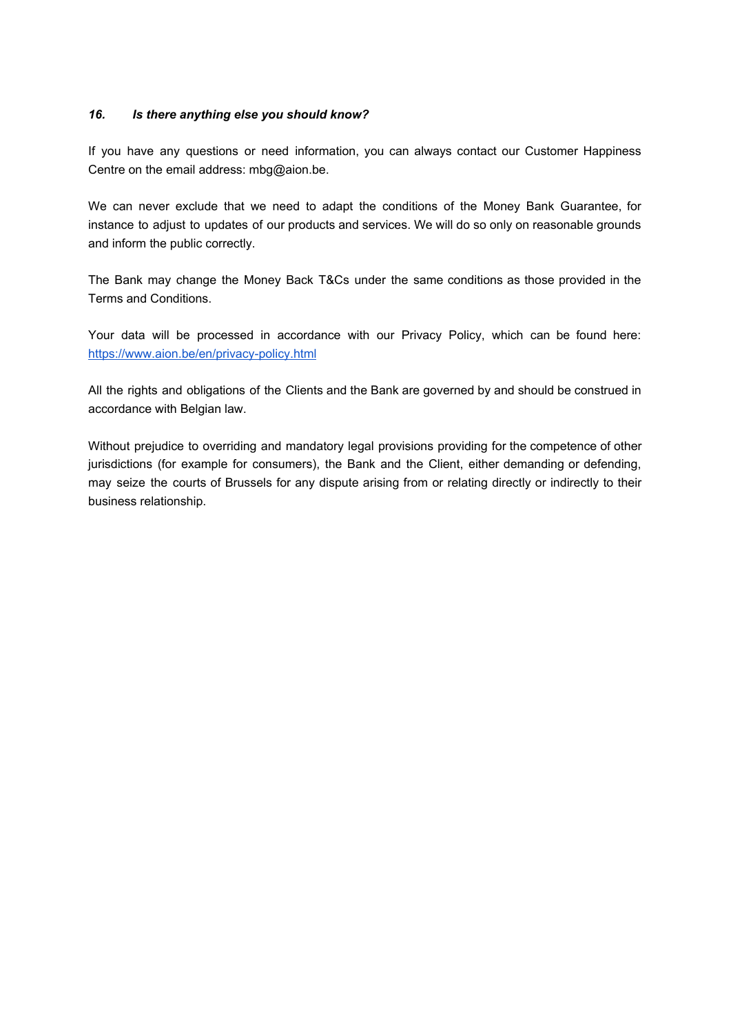### *16. Is there anything else you should know?*

If you have any questions or need information, you can always contact our Customer Happiness Centre on the email address: mbg@aion.be.

We can never exclude that we need to adapt the conditions of the Money Bank Guarantee, for instance to adjust to updates of our products and services. We will do so only on reasonable grounds and inform the public correctly.

The Bank may change the Money Back T&Cs under the same conditions as those provided in the Terms and Conditions.

Your data will be processed in accordance with our Privacy Policy, which can be found here: [https://www.aion.be/en/privacy-policy.html](https://www.aion.be/en/privacy-policy.html)

All the rights and obligations of the Clients and the Bank are governed by and should be construed in accordance with Belgian law.

Without prejudice to overriding and mandatory legal provisions providing for the competence of other jurisdictions (for example for consumers), the Bank and the Client, either demanding or defending, may seize the courts of Brussels for any dispute arising from or relating directly or indirectly to their business relationship.